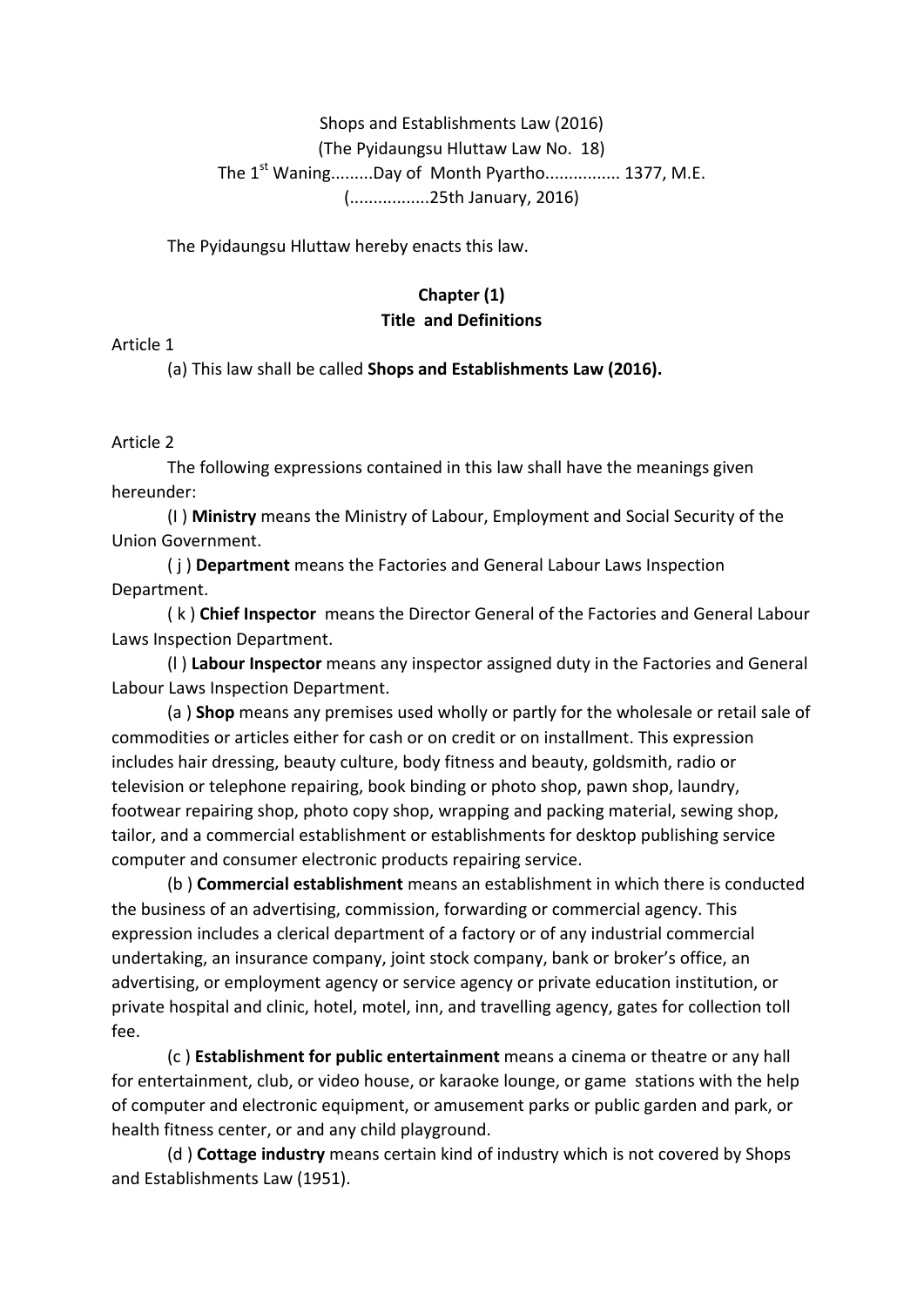Shops and Establishments Law (2016)
(The Pyidaungsu Hluttaw Law No. 18)
The 1st Waning.........Day of Month Pyartho............... 1377, M.E.
(................25th January, 2016)

The Pyidaungsu Hluttaw hereby enacts this law.

## Chapter (1)
## Title and Definitions

Article 1

(a) This law shall be called **Shops and Establishments Law (2016).**

Article 2

The following expressions contained in this law shall have the meanings given hereunder:

(I ) **Ministry** means the Ministry of Labour, Employment and Social Security of the Union Government.

( j ) **Department** means the Factories and General Labour Laws Inspection Department.

( k ) **Chief Inspector** means the Director General of the Factories and General Labour Laws Inspection Department.

(l ) **Labour Inspector** means any inspector assigned duty in the Factories and General Labour Laws Inspection Department.

(a ) **Shop** means any premises used wholly or partly for the wholesale or retail sale of commodities or articles either for cash or on credit or on installment. This expression includes hair dressing, beauty culture, body fitness and beauty, goldsmith, radio or television or telephone repairing, book binding or photo shop, pawn shop, laundry, footwear repairing shop, photo copy shop, wrapping and packing material, sewing shop, tailor, and a commercial establishment or establishments for desktop publishing service computer and consumer electronic products repairing service.

(b ) **Commercial establishment** means an establishment in which there is conducted the business of an advertising, commission, forwarding or commercial agency. This expression includes a clerical department of a factory or of any industrial commercial undertaking, an insurance company, joint stock company, bank or broker's office, an advertising, or employment agency or service agency or private education institution, or private hospital and clinic, hotel, motel, inn, and travelling agency, gates for collection toll fee.

(c ) **Establishment for public entertainment** means a cinema or theatre or any hall for entertainment, club, or video house, or karaoke lounge, or game stations with the help of computer and electronic equipment, or amusement parks or public garden and park, or health fitness center, or and any child playground.

(d ) **Cottage industry** means certain kind of industry which is not covered by Shops and Establishments Law (1951).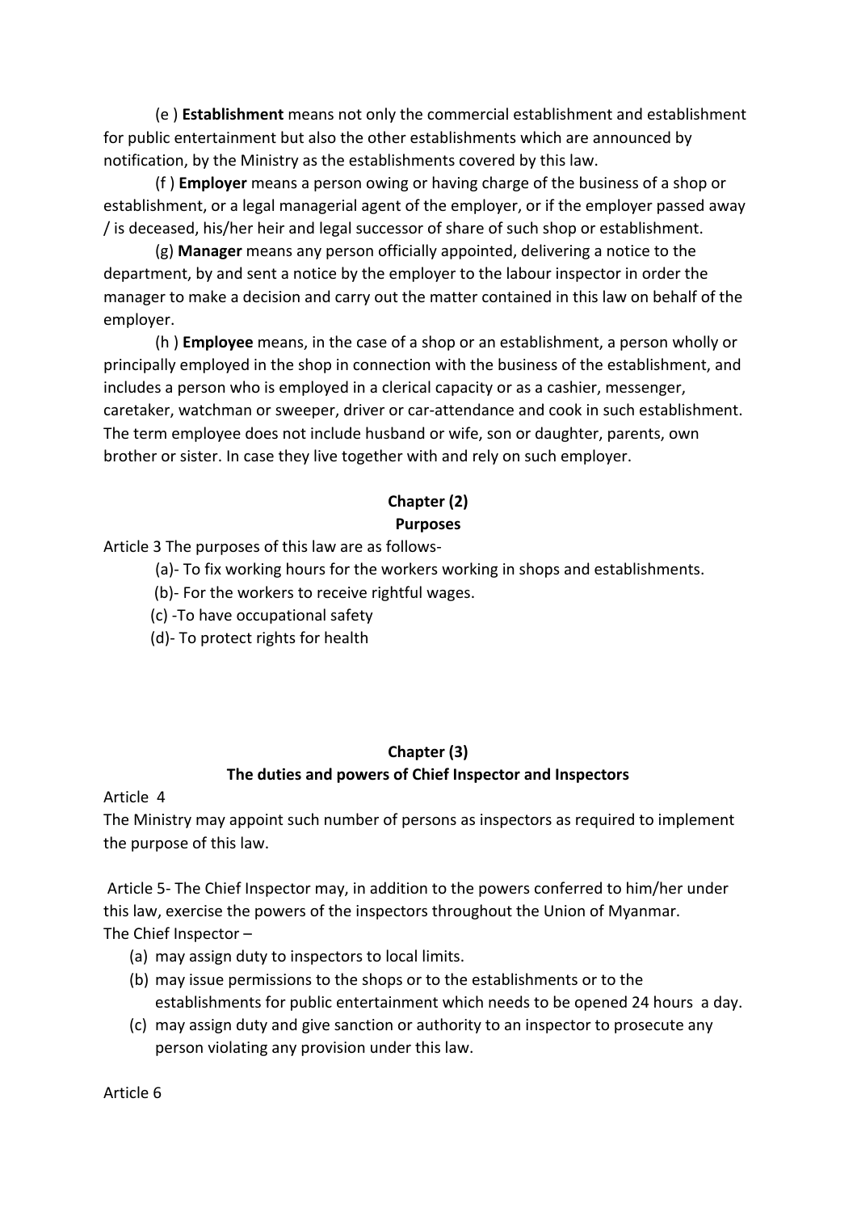(e ) **Establishment** means not only the commercial establishment and establishment for public entertainment but also the other establishments which are announced by notification, by the Ministry as the establishments covered by this law.

(f ) **Employer** means a person owing or having charge of the business of a shop or establishment, or a legal managerial agent of the employer, or if the employer passed away / is deceased, his/her heir and legal successor of share of such shop or establishment.

(g) **Manager** means any person officially appointed, delivering a notice to the department, by and sent a notice by the employer to the labour inspector in order the manager to make a decision and carry out the matter contained in this law on behalf of the employer.

(h ) **Employee** means, in the case of a shop or an establishment, a person wholly or principally employed in the shop in connection with the business of the establishment, and includes a person who is employed in a clerical capacity or as a cashier, messenger, caretaker, watchman or sweeper, driver or car-attendance and cook in such establishment. The term employee does not include husband or wife, son or daughter, parents, own brother or sister. In case they live together with and rely on such employer.

## Chapter (2)
## Purposes

Article 3 The purposes of this law are as follows-

(a)- To fix working hours for the workers working in shops and establishments.

(b)- For the workers to receive rightful wages.

(c) -To have occupational safety

(d)- To protect rights for health

## Chapter (3)
## The duties and powers of Chief Inspector and Inspectors

Article 4

The Ministry may appoint such number of persons as inspectors as required to implement the purpose of this law.

Article 5- The Chief Inspector may, in addition to the powers conferred to him/her under this law, exercise the powers of the inspectors throughout the Union of Myanmar.

The Chief Inspector –

(a) may assign duty to inspectors to local limits.
(b) may issue permissions to the shops or to the establishments or to the establishments for public entertainment which needs to be opened 24 hours a day.
(c) may assign duty and give sanction or authority to an inspector to prosecute any person violating any provision under this law.

Article 6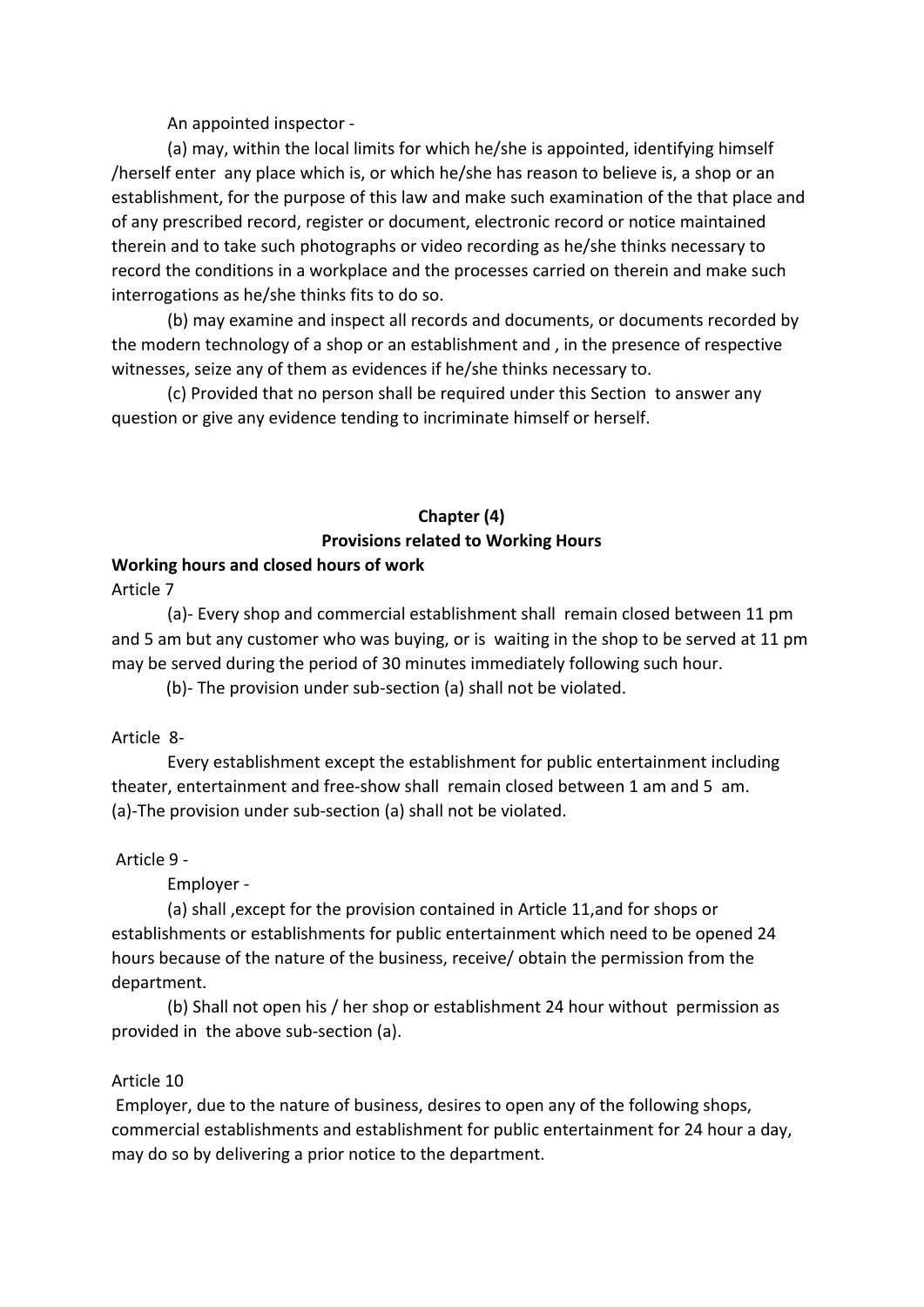An appointed inspector -

(a) may, within the local limits for which he/she is appointed, identifying himself /herself enter any place which is, or which he/she has reason to believe is, a shop or an establishment, for the purpose of this law and make such examination of the that place and of any prescribed record, register or document, electronic record or notice maintained therein and to take such photographs or video recording as he/she thinks necessary to record the conditions in a workplace and the processes carried on therein and make such interrogations as he/she thinks fits to do so.

(b) may examine and inspect all records and documents, or documents recorded by the modern technology of a shop or an establishment and , in the presence of respective witnesses, seize any of them as evidences if he/she thinks necessary to.

(c) Provided that no person shall be required under this Section to answer any question or give any evidence tending to incriminate himself or herself.

## Chapter (4)
## Provisions related to Working Hours

**Working hours and closed hours of work**

Article 7

(a)- Every shop and commercial establishment shall remain closed between 11 pm and 5 am but any customer who was buying, or is waiting in the shop to be served at 11 pm may be served during the period of 30 minutes immediately following such hour.

(b)- The provision under sub-section (a) shall not be violated.

Article 8-

Every establishment except the establishment for public entertainment including theater, entertainment and free-show shall remain closed between 1 am and 5 am.
(a)-The provision under sub-section (a) shall not be violated.

Article 9 -

Employer -

(a) shall ,except for the provision contained in Article 11,and for shops or establishments or establishments for public entertainment which need to be opened 24 hours because of the nature of the business, receive/ obtain the permission from the department.

(b) Shall not open his / her shop or establishment 24 hour without permission as provided in the above sub-section (a).

Article 10

Employer, due to the nature of business, desires to open any of the following shops, commercial establishments and establishment for public entertainment for 24 hour a day, may do so by delivering a prior notice to the department.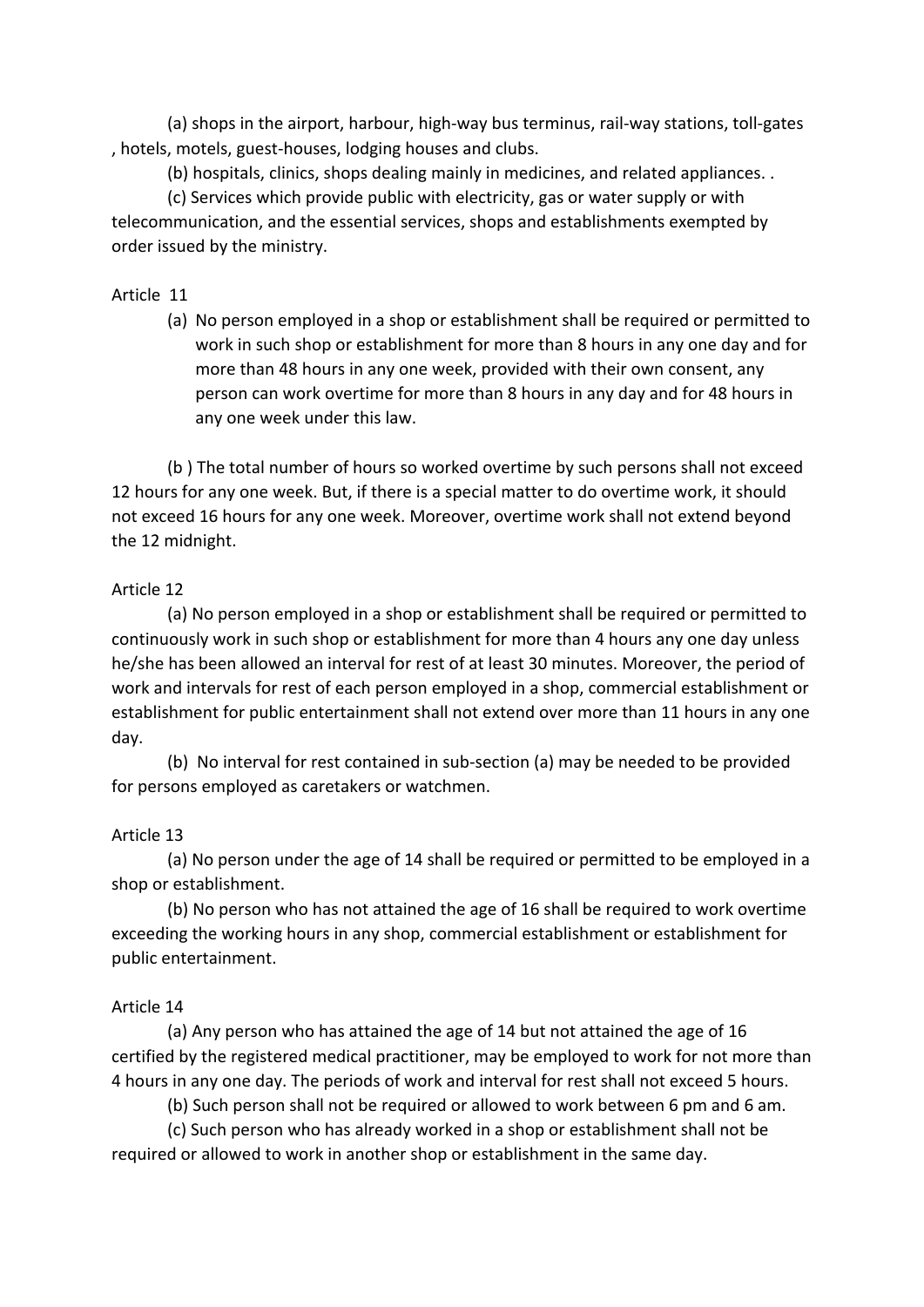(a) shops in the airport, harbour, high-way bus terminus, rail-way stations, toll-gates , hotels, motels, guest-houses, lodging houses and clubs.

(b) hospitals, clinics, shops dealing mainly in medicines, and related appliances. .

(c) Services which provide public with electricity, gas or water supply or with telecommunication, and the essential services, shops and establishments exempted by order issued by the ministry.

Article 11

(a) No person employed in a shop or establishment shall be required or permitted to work in such shop or establishment for more than 8 hours in any one day and for more than 48 hours in any one week, provided with their own consent, any person can work overtime for more than 8 hours in any day and for 48 hours in any one week under this law.

(b ) The total number of hours so worked overtime by such persons shall not exceed 12 hours for any one week. But, if there is a special matter to do overtime work, it should not exceed 16 hours for any one week. Moreover, overtime work shall not extend beyond the 12 midnight.

Article 12

(a) No person employed in a shop or establishment shall be required or permitted to continuously work in such shop or establishment for more than 4 hours any one day unless he/she has been allowed an interval for rest of at least 30 minutes. Moreover, the period of work and intervals for rest of each person employed in a shop, commercial establishment or establishment for public entertainment shall not extend over more than 11 hours in any one day.

(b) No interval for rest contained in sub-section (a) may be needed to be provided for persons employed as caretakers or watchmen.

Article 13

(a) No person under the age of 14 shall be required or permitted to be employed in a shop or establishment.

(b) No person who has not attained the age of 16 shall be required to work overtime exceeding the working hours in any shop, commercial establishment or establishment for public entertainment.

Article 14

(a) Any person who has attained the age of 14 but not attained the age of 16 certified by the registered medical practitioner, may be employed to work for not more than 4 hours in any one day. The periods of work and interval for rest shall not exceed 5 hours.

(b) Such person shall not be required or allowed to work between 6 pm and 6 am.

(c) Such person who has already worked in a shop or establishment shall not be required or allowed to work in another shop or establishment in the same day.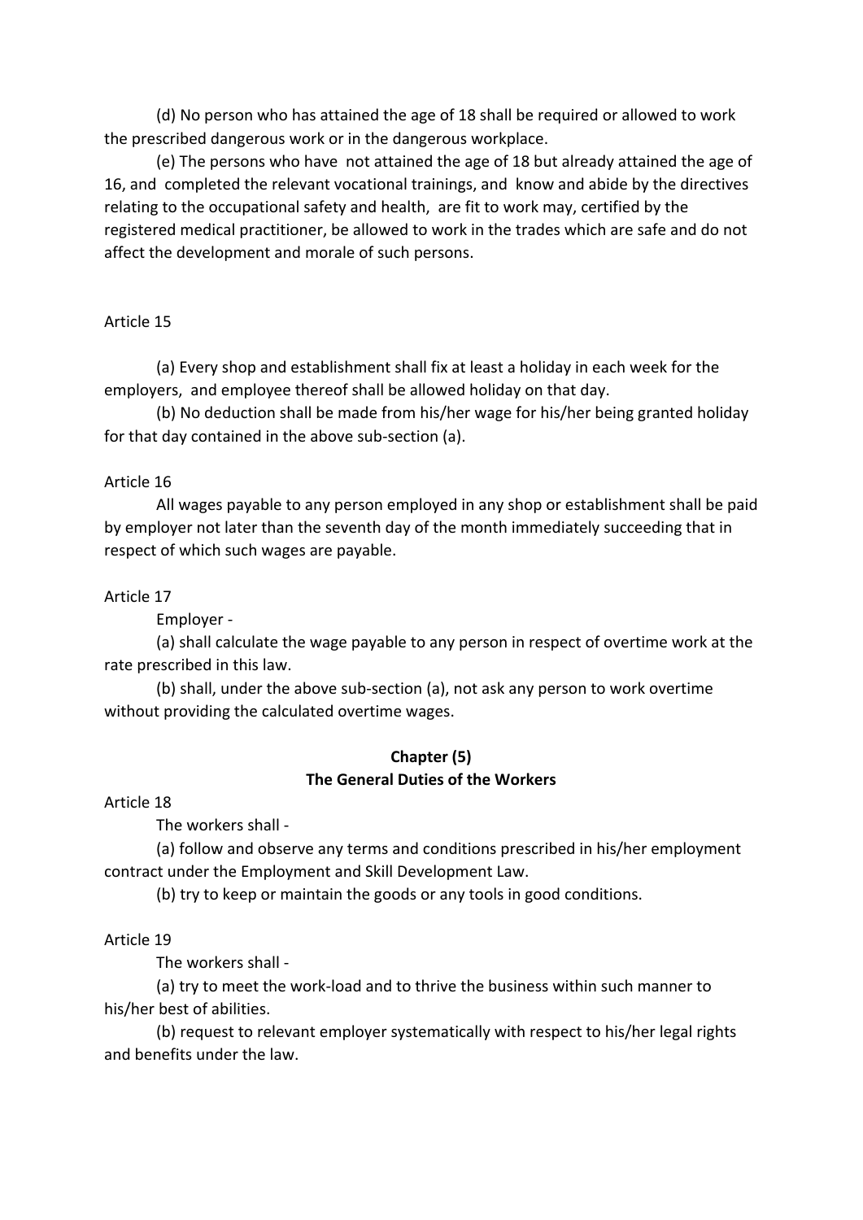(d) No person who has attained the age of 18 shall be required or allowed to work the prescribed dangerous work or in the dangerous workplace.

(e) The persons who have not attained the age of 18 but already attained the age of 16, and completed the relevant vocational trainings, and know and abide by the directives relating to the occupational safety and health, are fit to work may, certified by the registered medical practitioner, be allowed to work in the trades which are safe and do not affect the development and morale of such persons.

Article 15

(a) Every shop and establishment shall fix at least a holiday in each week for the employers, and employee thereof shall be allowed holiday on that day.

(b) No deduction shall be made from his/her wage for his/her being granted holiday for that day contained in the above sub-section (a).

Article 16

All wages payable to any person employed in any shop or establishment shall be paid by employer not later than the seventh day of the month immediately succeeding that in respect of which such wages are payable.

Article 17

Employer -

(a) shall calculate the wage payable to any person in respect of overtime work at the rate prescribed in this law.

(b) shall, under the above sub-section (a), not ask any person to work overtime without providing the calculated overtime wages.

## Chapter (5)
## The General Duties of the Workers

Article 18

The workers shall -

(a) follow and observe any terms and conditions prescribed in his/her employment contract under the Employment and Skill Development Law.

(b) try to keep or maintain the goods or any tools in good conditions.

Article 19

The workers shall -

(a) try to meet the work-load and to thrive the business within such manner to his/her best of abilities.

(b) request to relevant employer systematically with respect to his/her legal rights and benefits under the law.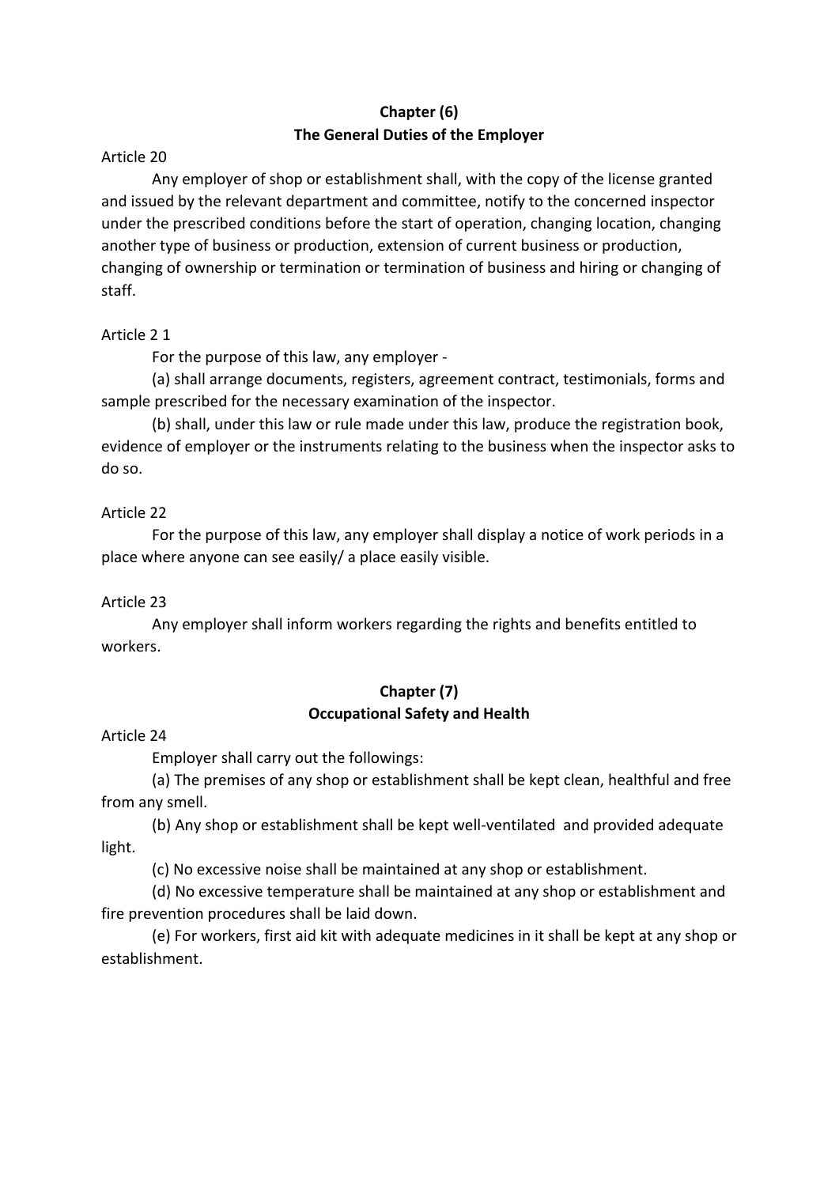## Chapter (6)
## The General Duties of the Employer

Article 20

Any employer of shop or establishment shall, with the copy of the license granted and issued by the relevant department and committee, notify to the concerned inspector under the prescribed conditions before the start of operation, changing location, changing another type of business or production, extension of current business or production, changing of ownership or termination or termination of business and hiring or changing of staff.

Article 2 1

For the purpose of this law, any employer -

(a) shall arrange documents, registers, agreement contract, testimonials, forms and sample prescribed for the necessary examination of the inspector.

(b) shall, under this law or rule made under this law, produce the registration book, evidence of employer or the instruments relating to the business when the inspector asks to do so.

Article 22

For the purpose of this law, any employer shall display a notice of work periods in a place where anyone can see easily/ a place easily visible.

Article 23

Any employer shall inform workers regarding the rights and benefits entitled to workers.

## Chapter (7)
## Occupational Safety and Health

Article 24

Employer shall carry out the followings:

(a) The premises of any shop or establishment shall be kept clean, healthful and free from any smell.

(b) Any shop or establishment shall be kept well-ventilated and provided adequate light.

(c) No excessive noise shall be maintained at any shop or establishment.

(d) No excessive temperature shall be maintained at any shop or establishment and fire prevention procedures shall be laid down.

(e) For workers, first aid kit with adequate medicines in it shall be kept at any shop or establishment.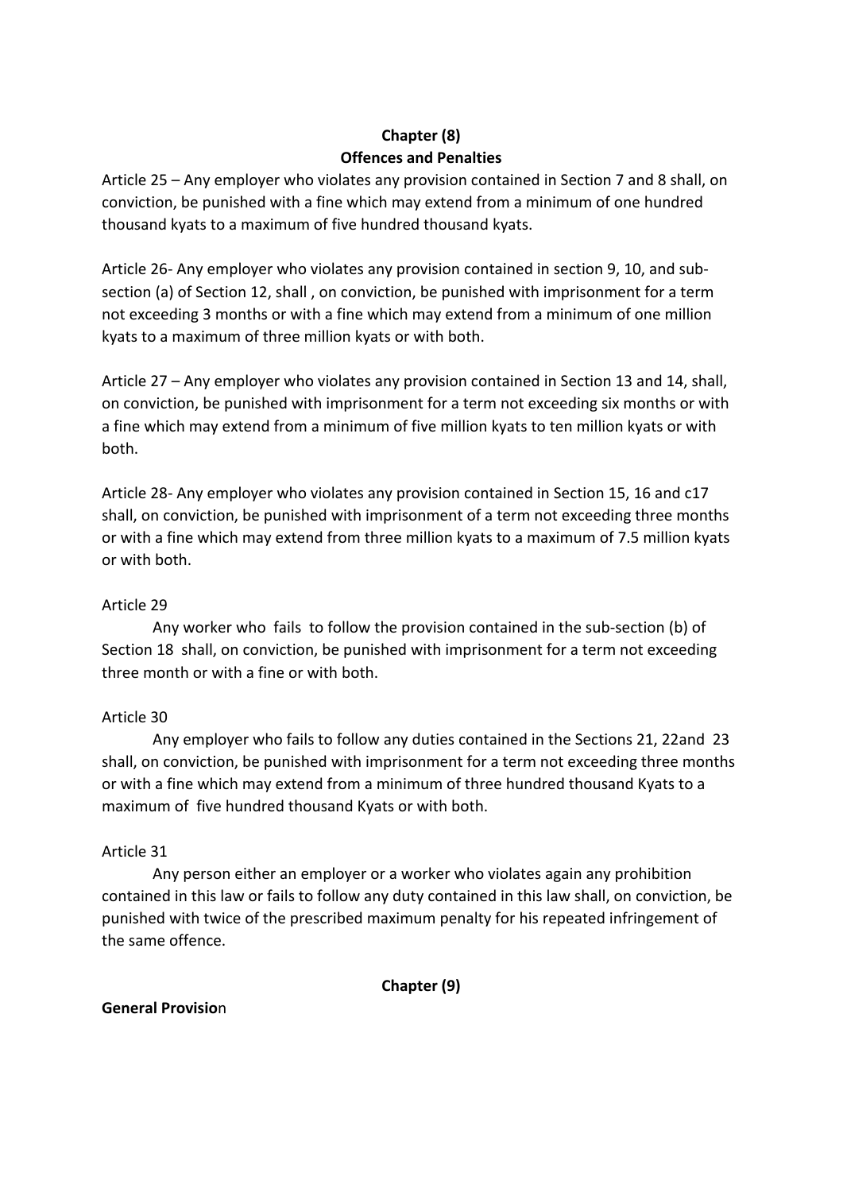## Chapter (8)
## Offences and Penalties

Article 25 – Any employer who violates any provision contained in Section 7 and 8 shall, on conviction, be punished with a fine which may extend from a minimum of one hundred thousand kyats to a maximum of five hundred thousand kyats.

Article 26- Any employer who violates any provision contained in section 9, 10, and sub-section (a) of Section 12, shall , on conviction, be punished with imprisonment for a term not exceeding 3 months or with a fine which may extend from a minimum of one million kyats to a maximum of three million kyats or with both.

Article 27 – Any employer who violates any provision contained in Section 13 and 14, shall, on conviction, be punished with imprisonment for a term not exceeding six months or with a fine which may extend from a minimum of five million kyats to ten million kyats or with both.

Article 28- Any employer who violates any provision contained in Section 15, 16 and c17 shall, on conviction, be punished with imprisonment of a term not exceeding three months or with a fine which may extend from three million kyats to a maximum of 7.5 million kyats or with both.

Article 29

Any worker who fails to follow the provision contained in the sub-section (b) of Section 18 shall, on conviction, be punished with imprisonment for a term not exceeding three month or with a fine or with both.

Article 30

Any employer who fails to follow any duties contained in the Sections 21, 22and 23 shall, on conviction, be punished with imprisonment for a term not exceeding three months or with a fine which may extend from a minimum of three hundred thousand Kyats to a maximum of five hundred thousand Kyats or with both.

Article 31

Any person either an employer or a worker who violates again any prohibition contained in this law or fails to follow any duty contained in this law shall, on conviction, be punished with twice of the prescribed maximum penalty for his repeated infringement of the same offence.

## Chapter (9)

**General Provisio**n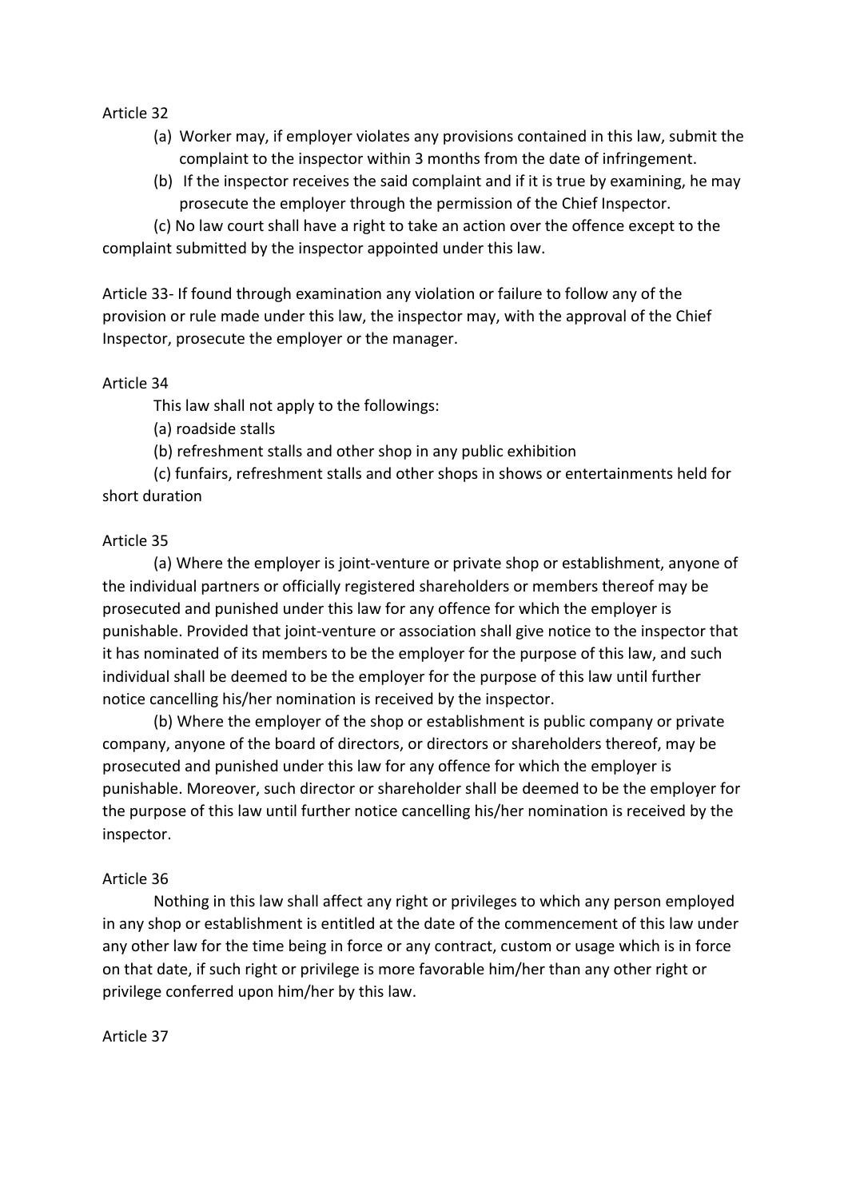Article 32

(a) Worker may, if employer violates any provisions contained in this law, submit the complaint to the inspector within 3 months from the date of infringement.

(b) If the inspector receives the said complaint and if it is true by examining, he may prosecute the employer through the permission of the Chief Inspector.

(c) No law court shall have a right to take an action over the offence except to the complaint submitted by the inspector appointed under this law.

Article 33- If found through examination any violation or failure to follow any of the provision or rule made under this law, the inspector may, with the approval of the Chief Inspector, prosecute the employer or the manager.

Article 34

This law shall not apply to the followings:

(a) roadside stalls

(b) refreshment stalls and other shop in any public exhibition

(c) funfairs, refreshment stalls and other shops in shows or entertainments held for short duration

Article 35

(a) Where the employer is joint-venture or private shop or establishment, anyone of the individual partners or officially registered shareholders or members thereof may be prosecuted and punished under this law for any offence for which the employer is punishable. Provided that joint-venture or association shall give notice to the inspector that it has nominated of its members to be the employer for the purpose of this law, and such individual shall be deemed to be the employer for the purpose of this law until further notice cancelling his/her nomination is received by the inspector.

(b) Where the employer of the shop or establishment is public company or private company, anyone of the board of directors, or directors or shareholders thereof, may be prosecuted and punished under this law for any offence for which the employer is punishable. Moreover, such director or shareholder shall be deemed to be the employer for the purpose of this law until further notice cancelling his/her nomination is received by the inspector.

Article 36

Nothing in this law shall affect any right or privileges to which any person employed in any shop or establishment is entitled at the date of the commencement of this law under any other law for the time being in force or any contract, custom or usage which is in force on that date, if such right or privilege is more favorable him/her than any other right or privilege conferred upon him/her by this law.

Article 37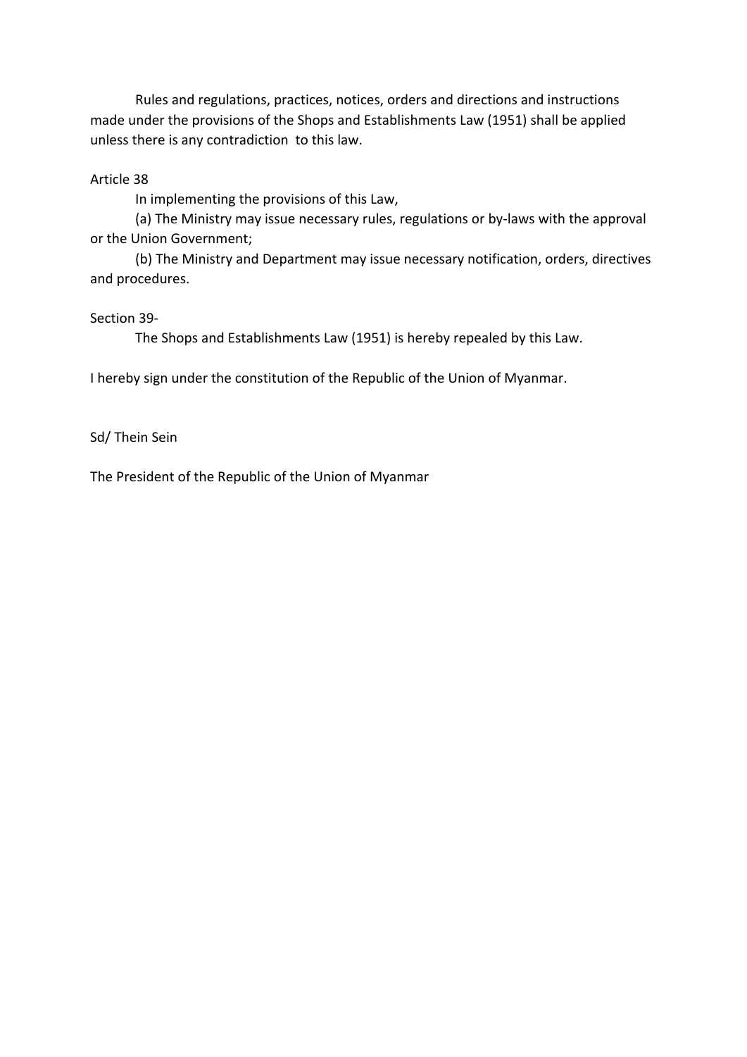Rules and regulations, practices, notices, orders and directions and instructions made under the provisions of the Shops and Establishments Law (1951) shall be applied unless there is any contradiction to this law.

Article 38

In implementing the provisions of this Law,

(a) The Ministry may issue necessary rules, regulations or by-laws with the approval or the Union Government;

(b) The Ministry and Department may issue necessary notification, orders, directives and procedures.

Section 39-

The Shops and Establishments Law (1951) is hereby repealed by this Law.

I hereby sign under the constitution of the Republic of the Union of Myanmar.

Sd/ Thein Sein

The President of the Republic of the Union of Myanmar